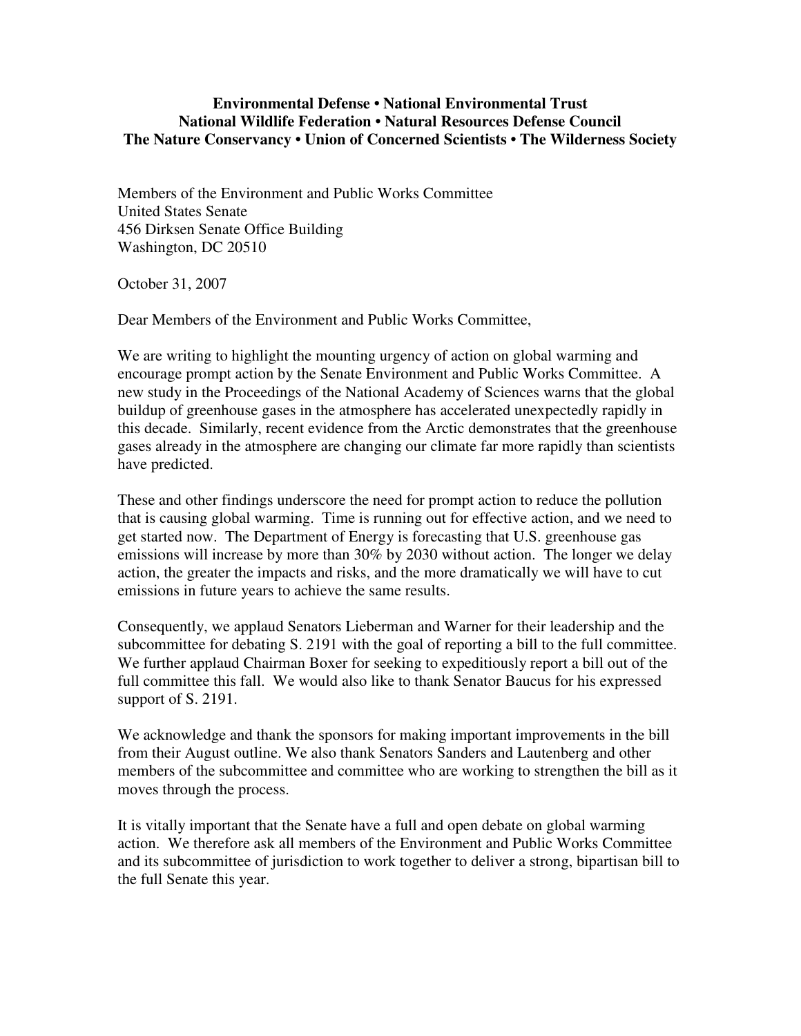**Environmental Defense • National Environmental Trust**
**National Wildlife Federation • Natural Resources Defense Council**
**The Nature Conservancy • Union of Concerned Scientists • The Wilderness Society**

Members of the Environment and Public Works Committee
United States Senate
456 Dirksen Senate Office Building
Washington, DC 20510

October 31, 2007

Dear Members of the Environment and Public Works Committee,

We are writing to highlight the mounting urgency of action on global warming and encourage prompt action by the Senate Environment and Public Works Committee. A new study in the Proceedings of the National Academy of Sciences warns that the global buildup of greenhouse gases in the atmosphere has accelerated unexpectedly rapidly in this decade. Similarly, recent evidence from the Arctic demonstrates that the greenhouse gases already in the atmosphere are changing our climate far more rapidly than scientists have predicted.

These and other findings underscore the need for prompt action to reduce the pollution that is causing global warming. Time is running out for effective action, and we need to get started now. The Department of Energy is forecasting that U.S. greenhouse gas emissions will increase by more than 30% by 2030 without action. The longer we delay action, the greater the impacts and risks, and the more dramatically we will have to cut emissions in future years to achieve the same results.

Consequently, we applaud Senators Lieberman and Warner for their leadership and the subcommittee for debating S. 2191 with the goal of reporting a bill to the full committee. We further applaud Chairman Boxer for seeking to expeditiously report a bill out of the full committee this fall. We would also like to thank Senator Baucus for his expressed support of S. 2191.

We acknowledge and thank the sponsors for making important improvements in the bill from their August outline. We also thank Senators Sanders and Lautenberg and other members of the subcommittee and committee who are working to strengthen the bill as it moves through the process.

It is vitally important that the Senate have a full and open debate on global warming action. We therefore ask all members of the Environment and Public Works Committee and its subcommittee of jurisdiction to work together to deliver a strong, bipartisan bill to the full Senate this year.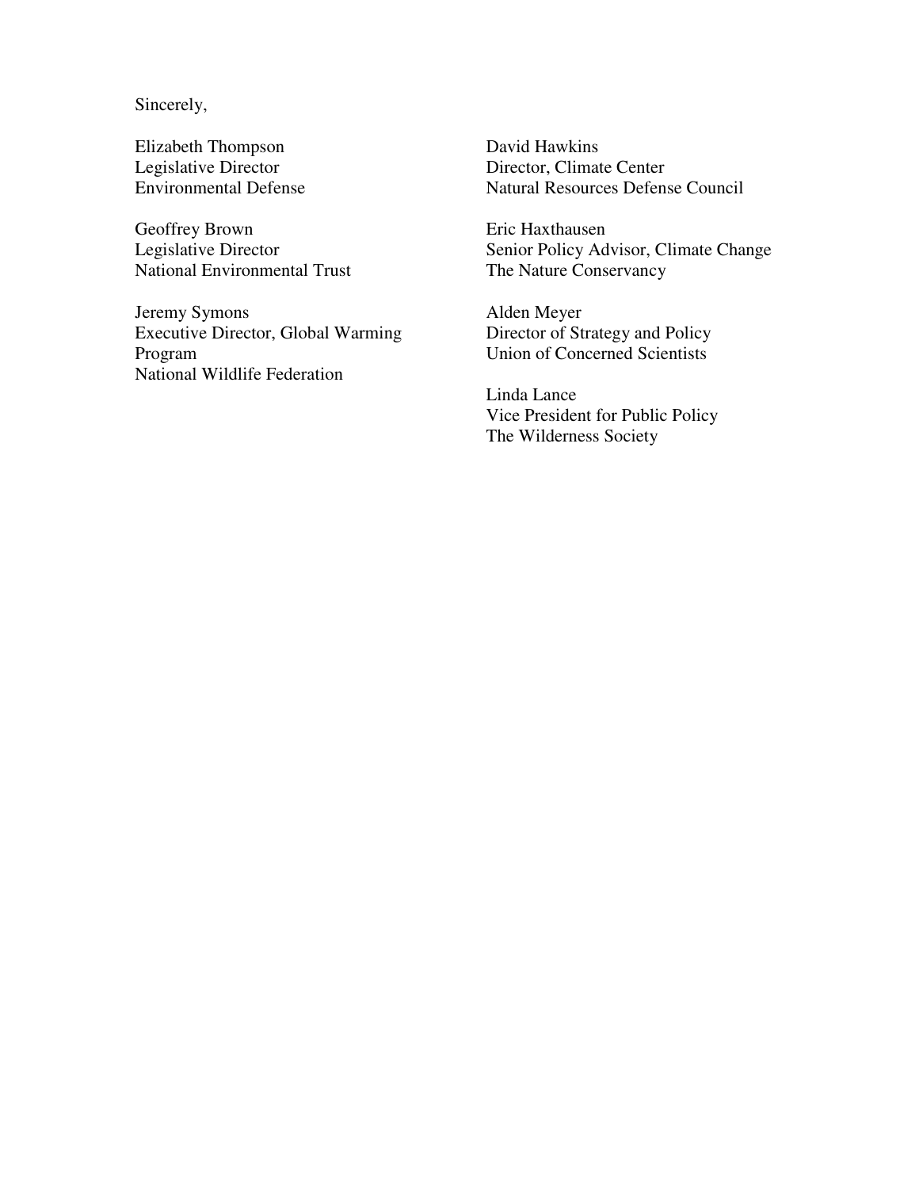Sincerely,

Elizabeth Thompson
Legislative Director
Environmental Defense

Geoffrey Brown
Legislative Director
National Environmental Trust

Jeremy Symons
Executive Director, Global Warming Program
National Wildlife Federation

David Hawkins
Director, Climate Center
Natural Resources Defense Council

Eric Haxthausen
Senior Policy Advisor, Climate Change
The Nature Conservancy

Alden Meyer
Director of Strategy and Policy
Union of Concerned Scientists

Linda Lance
Vice President for Public Policy
The Wilderness Society